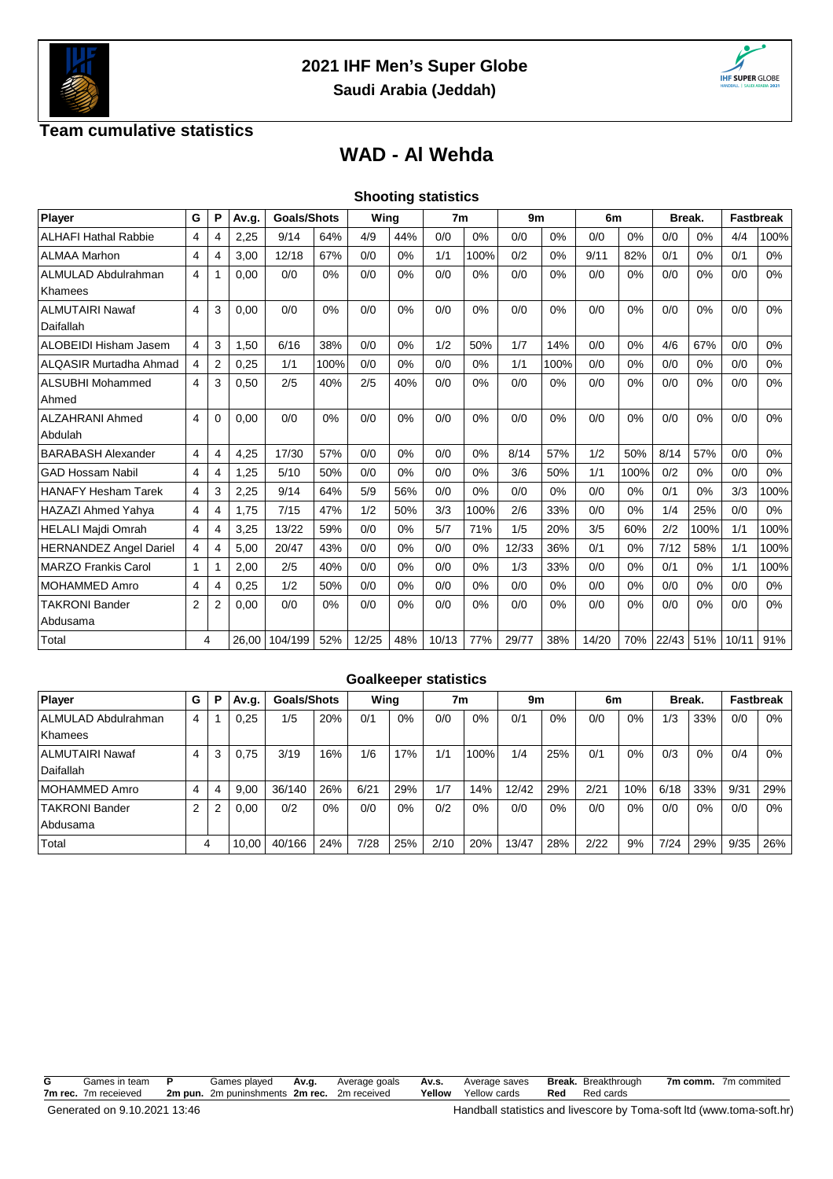## 2021 IHF Men's Super Globe

### Saudi Arabia (Jeddah)

## Team cumulative statistics

# WAD - Al Wehda

### Shooting statistics

| Player | G | P | Av.g. | Goals/Shots | | Wing | | 7m | | 9m | | 6m | | Break. | | Fastbreak | |
|---|---|---|---|---|---|---|---|---|---|---|---|---|---|---|---|---|---|
| ALHAFI Hathal Rabbie | 4 | 4 | 2,25 | 9/14 | 64% | 4/9 | 44% | 0/0 | 0% | 0/0 | 0% | 0/0 | 0% | 0/0 | 0% | 4/4 | 100% |
| ALMAA Marhon | 4 | 4 | 3,00 | 12/18 | 67% | 0/0 | 0% | 1/1 | 100% | 0/2 | 0% | 9/11 | 82% | 0/1 | 0% | 0/1 | 0% |
| ALMULAD Abdulrahman Khamees | 4 | 1 | 0,00 | 0/0 | 0% | 0/0 | 0% | 0/0 | 0% | 0/0 | 0% | 0/0 | 0% | 0/0 | 0% | 0/0 | 0% |
| ALMUTAIRI Nawaf Daifallah | 4 | 3 | 0,00 | 0/0 | 0% | 0/0 | 0% | 0/0 | 0% | 0/0 | 0% | 0/0 | 0% | 0/0 | 0% | 0/0 | 0% |
| ALOBEIDI Hisham Jasem | 4 | 3 | 1,50 | 6/16 | 38% | 0/0 | 0% | 1/2 | 50% | 1/7 | 14% | 0/0 | 0% | 4/6 | 67% | 0/0 | 0% |
| ALQASIR Murtadha Ahmad | 4 | 2 | 0,25 | 1/1 | 100% | 0/0 | 0% | 0/0 | 0% | 1/1 | 100% | 0/0 | 0% | 0/0 | 0% | 0/0 | 0% |
| ALSUBHI Mohammed Ahmed | 4 | 3 | 0,50 | 2/5 | 40% | 2/5 | 40% | 0/0 | 0% | 0/0 | 0% | 0/0 | 0% | 0/0 | 0% | 0/0 | 0% |
| ALZAHRANI Ahmed Abdulah | 4 | 0 | 0,00 | 0/0 | 0% | 0/0 | 0% | 0/0 | 0% | 0/0 | 0% | 0/0 | 0% | 0/0 | 0% | 0/0 | 0% |
| BARABASH Alexander | 4 | 4 | 4,25 | 17/30 | 57% | 0/0 | 0% | 0/0 | 0% | 8/14 | 57% | 1/2 | 50% | 8/14 | 57% | 0/0 | 0% |
| GAD Hossam Nabil | 4 | 4 | 1,25 | 5/10 | 50% | 0/0 | 0% | 0/0 | 0% | 3/6 | 50% | 1/1 | 100% | 0/2 | 0% | 0/0 | 0% |
| HANAFY Hesham Tarek | 4 | 3 | 2,25 | 9/14 | 64% | 5/9 | 56% | 0/0 | 0% | 0/0 | 0% | 0/0 | 0% | 0/1 | 0% | 3/3 | 100% |
| HAZAZI Ahmed Yahya | 4 | 4 | 1,75 | 7/15 | 47% | 1/2 | 50% | 3/3 | 100% | 2/6 | 33% | 0/0 | 0% | 1/4 | 25% | 0/0 | 0% |
| HELALI Majdi Omrah | 4 | 4 | 3,25 | 13/22 | 59% | 0/0 | 0% | 5/7 | 71% | 1/5 | 20% | 3/5 | 60% | 2/2 | 100% | 1/1 | 100% |
| HERNANDEZ Angel Dariel | 4 | 4 | 5,00 | 20/47 | 43% | 0/0 | 0% | 0/0 | 0% | 12/33 | 36% | 0/1 | 0% | 7/12 | 58% | 1/1 | 100% |
| MARZO Frankis Carol | 1 | 1 | 2,00 | 2/5 | 40% | 0/0 | 0% | 0/0 | 0% | 1/3 | 33% | 0/0 | 0% | 0/1 | 0% | 1/1 | 100% |
| MOHAMMED Amro | 4 | 4 | 0,25 | 1/2 | 50% | 0/0 | 0% | 0/0 | 0% | 0/0 | 0% | 0/0 | 0% | 0/0 | 0% | 0/0 | 0% |
| TAKRONI Bander Abdusama | 2 | 2 | 0,00 | 0/0 | 0% | 0/0 | 0% | 0/0 | 0% | 0/0 | 0% | 0/0 | 0% | 0/0 | 0% | 0/0 | 0% |
| Total | 4 | | 26,00 | 104/199 | 52% | 12/25 | 48% | 10/13 | 77% | 29/77 | 38% | 14/20 | 70% | 22/43 | 51% | 10/11 | 91% |

### Goalkeeper statistics

| Player | G | P | Av.g. | Goals/Shots | | Wing | | 7m | | 9m | | 6m | | Break. | | Fastbreak | |
|---|---|---|---|---|---|---|---|---|---|---|---|---|---|---|---|---|---|
| ALMULAD Abdulrahman Khamees | 4 | 1 | 0,25 | 1/5 | 20% | 0/1 | 0% | 0/0 | 0% | 0/1 | 0% | 0/0 | 0% | 1/3 | 33% | 0/0 | 0% |
| ALMUTAIRI Nawaf Daifallah | 4 | 3 | 0,75 | 3/19 | 16% | 1/6 | 17% | 1/1 | 100% | 1/4 | 25% | 0/1 | 0% | 0/3 | 0% | 0/4 | 0% |
| MOHAMMED Amro | 4 | 4 | 9,00 | 36/140 | 26% | 6/21 | 29% | 1/7 | 14% | 12/42 | 29% | 2/21 | 10% | 6/18 | 33% | 9/31 | 29% |
| TAKRONI Bander Abdusama | 2 | 2 | 0,00 | 0/2 | 0% | 0/0 | 0% | 0/2 | 0% | 0/0 | 0% | 0/0 | 0% | 0/0 | 0% | 0/0 | 0% |
| Total | 4 | | 10,00 | 40/166 | 24% | 7/28 | 25% | 2/10 | 20% | 13/47 | 28% | 2/22 | 9% | 7/24 | 29% | 9/35 | 26% |

**G** Games in team **P** Games played **Av.g.** Average goals **Av.s.** Average saves **Break.** Breakthrough **7m comm.** 7m commited
**7m rec.** 7m receieved **2m pun.** 2m puninshments **2m rec.** 2m received **Yellow** Yellow cards **Red** Red cards

Generated on 9.10.2021 13:46

Handball statistics and livescore by Toma-soft ltd (www.toma-soft.hr)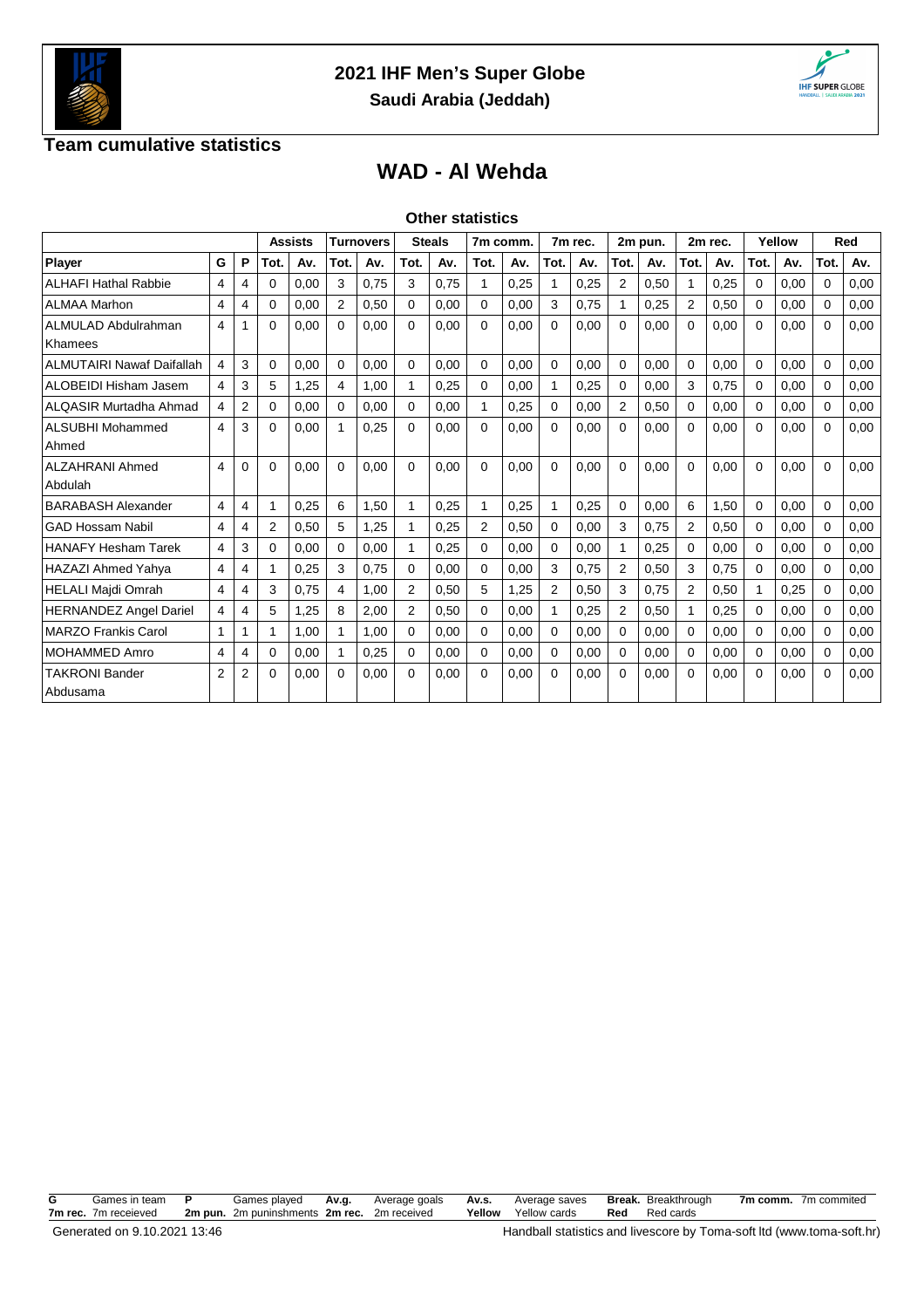# 2021 IHF Men's Super Globe

## Saudi Arabia (Jeddah)

### Team cumulative statistics

## WAD - Al Wehda

### Other statistics

| | | | Assists | | Turnovers | | Steals | | 7m comm. | | 7m rec. | | 2m pun. | | 2m rec. | | Yellow | | Red | |
|---|---|---|---|---|---|---|---|---|---|---|---|---|---|---|---|---|---|---|---|---|
| **Player** | **G** | **P** | **Tot.** | **Av.** | **Tot.** | **Av.** | **Tot.** | **Av.** | **Tot.** | **Av.** | **Tot.** | **Av.** | **Tot.** | **Av.** | **Tot.** | **Av.** | **Tot.** | **Av.** | **Tot.** | **Av.** |
| ALHAFI Hathal Rabbie | 4 | 4 | 0 | 0,00 | 3 | 0,75 | 3 | 0,75 | 1 | 0,25 | 1 | 0,25 | 2 | 0,50 | 1 | 0,25 | 0 | 0,00 | 0 | 0,00 |
| ALMAA Marhon | 4 | 4 | 0 | 0,00 | 2 | 0,50 | 0 | 0,00 | 0 | 0,00 | 3 | 0,75 | 1 | 0,25 | 2 | 0,50 | 0 | 0,00 | 0 | 0,00 |
| ALMULAD Abdulrahman Khamees | 4 | 1 | 0 | 0,00 | 0 | 0,00 | 0 | 0,00 | 0 | 0,00 | 0 | 0,00 | 0 | 0,00 | 0 | 0,00 | 0 | 0,00 | 0 | 0,00 |
| ALMUTAIRI Nawaf Daifallah | 4 | 3 | 0 | 0,00 | 0 | 0,00 | 0 | 0,00 | 0 | 0,00 | 0 | 0,00 | 0 | 0,00 | 0 | 0,00 | 0 | 0,00 | 0 | 0,00 |
| ALOBEIDI Hisham Jasem | 4 | 3 | 5 | 1,25 | 4 | 1,00 | 1 | 0,25 | 0 | 0,00 | 1 | 0,25 | 0 | 0,00 | 3 | 0,75 | 0 | 0,00 | 0 | 0,00 |
| ALQASIR Murtadha Ahmad | 4 | 2 | 0 | 0,00 | 0 | 0,00 | 0 | 0,00 | 1 | 0,25 | 0 | 0,00 | 2 | 0,50 | 0 | 0,00 | 0 | 0,00 | 0 | 0,00 |
| ALSUBHI Mohammed Ahmed | 4 | 3 | 0 | 0,00 | 1 | 0,25 | 0 | 0,00 | 0 | 0,00 | 0 | 0,00 | 0 | 0,00 | 0 | 0,00 | 0 | 0,00 | 0 | 0,00 |
| ALZAHRANI Ahmed Abdulah | 4 | 0 | 0 | 0,00 | 0 | 0,00 | 0 | 0,00 | 0 | 0,00 | 0 | 0,00 | 0 | 0,00 | 0 | 0,00 | 0 | 0,00 | 0 | 0,00 |
| BARABASH Alexander | 4 | 4 | 1 | 0,25 | 6 | 1,50 | 1 | 0,25 | 1 | 0,25 | 1 | 0,25 | 0 | 0,00 | 6 | 1,50 | 0 | 0,00 | 0 | 0,00 |
| GAD Hossam Nabil | 4 | 4 | 2 | 0,50 | 5 | 1,25 | 1 | 0,25 | 2 | 0,50 | 0 | 0,00 | 3 | 0,75 | 2 | 0,50 | 0 | 0,00 | 0 | 0,00 |
| HANAFY Hesham Tarek | 4 | 3 | 0 | 0,00 | 0 | 0,00 | 1 | 0,25 | 0 | 0,00 | 0 | 0,00 | 1 | 0,25 | 0 | 0,00 | 0 | 0,00 | 0 | 0,00 |
| HAZAZI Ahmed Yahya | 4 | 4 | 1 | 0,25 | 3 | 0,75 | 0 | 0,00 | 0 | 0,00 | 3 | 0,75 | 2 | 0,50 | 3 | 0,75 | 0 | 0,00 | 0 | 0,00 |
| HELALI Majdi Omrah | 4 | 4 | 3 | 0,75 | 4 | 1,00 | 2 | 0,50 | 5 | 1,25 | 2 | 0,50 | 3 | 0,75 | 2 | 0,50 | 1 | 0,25 | 0 | 0,00 |
| HERNANDEZ Angel Dariel | 4 | 4 | 5 | 1,25 | 8 | 2,00 | 2 | 0,50 | 0 | 0,00 | 1 | 0,25 | 2 | 0,50 | 1 | 0,25 | 0 | 0,00 | 0 | 0,00 |
| MARZO Frankis Carol | 1 | 1 | 1 | 1,00 | 1 | 1,00 | 0 | 0,00 | 0 | 0,00 | 0 | 0,00 | 0 | 0,00 | 0 | 0,00 | 0 | 0,00 | 0 | 0,00 |
| MOHAMMED Amro | 4 | 4 | 0 | 0,00 | 1 | 0,25 | 0 | 0,00 | 0 | 0,00 | 0 | 0,00 | 0 | 0,00 | 0 | 0,00 | 0 | 0,00 | 0 | 0,00 |
| TAKRONI Bander Abdusama | 2 | 2 | 0 | 0,00 | 0 | 0,00 | 0 | 0,00 | 0 | 0,00 | 0 | 0,00 | 0 | 0,00 | 0 | 0,00 | 0 | 0,00 | 0 | 0,00 |

**G** Games in team **P** Games played **Av.g.** Average goals **Av.s.** Average saves **Break.** Breakthrough **7m comm.** 7m commited
**7m rec.** 7m receieved **2m pun.** 2m puninshments **2m rec.** 2m received **Yellow** Yellow cards **Red** Red cards

Generated on 9.10.2021 13:46 Handball statistics and livescore by Toma-soft ltd (www.toma-soft.hr)